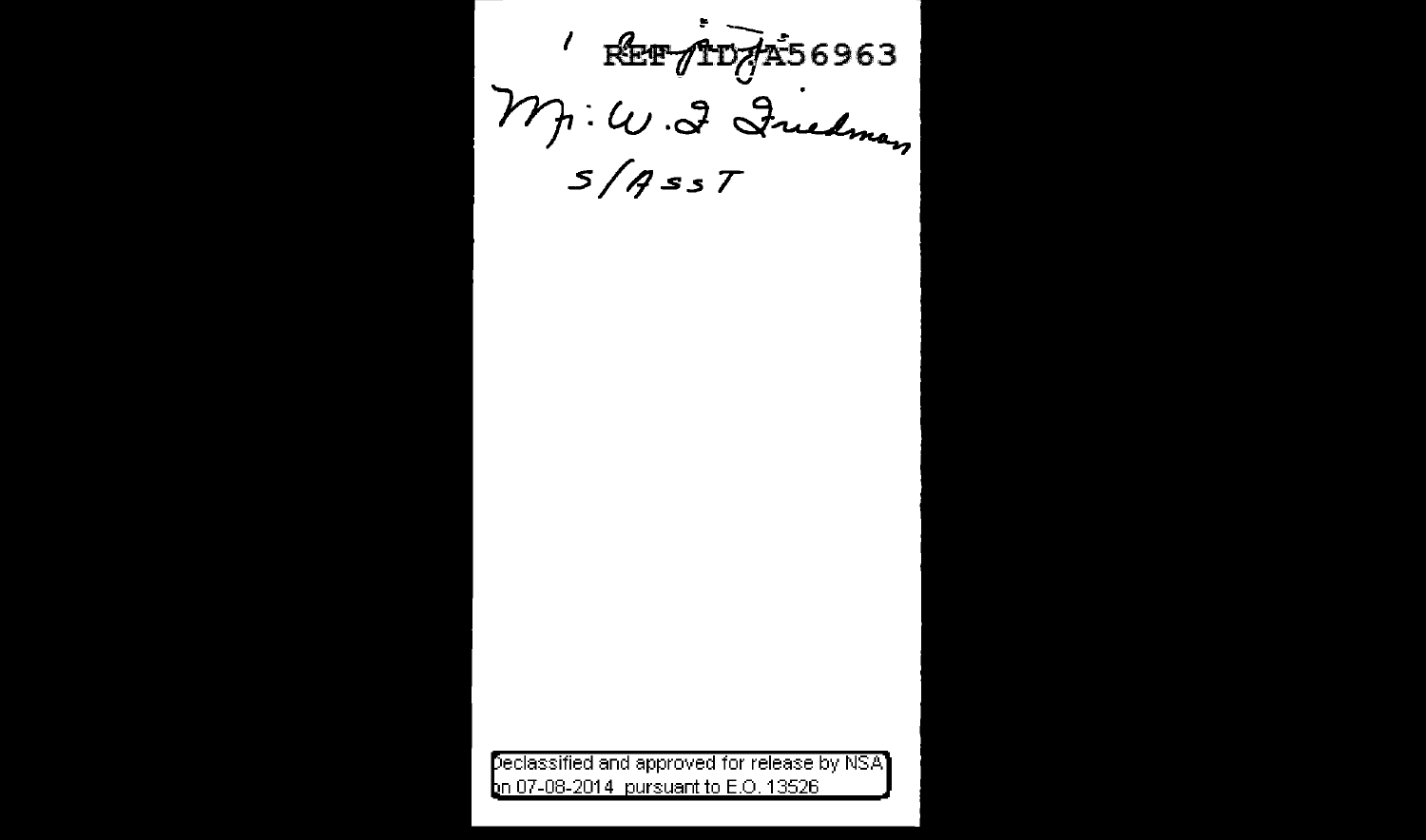1 REF ID:A56963

Mr. W. F. Friedman

S/Asst

Declassified and approved for release by NSA on 07-08-2014 pursuant to E.O. 13526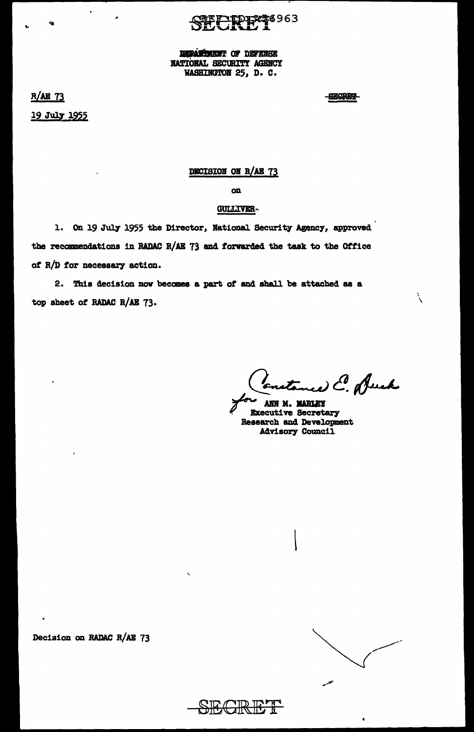SECRET

DEPARTMENT OF DEFENSE
NATIONAL SECURITY AGENCY
WASHINGTON 25, D. C.

R/AE 73

19 July 1955

SECRET

DECISION ON R/AE 73

on

GULLIVER

1. On 19 July 1955 the Director, National Security Agency, approved the recommendations in RADAC R/AE 73 and forwarded the task to the Office of R/D for necessary action.

2. This decision now becomes a part of and shall be attached as a top sheet of RADAC R/AE 73.

for ANN M. MARLEY
Executive Secretary
Research and Development
Advisory Council

Decision on RADAC R/AE 73

SECRET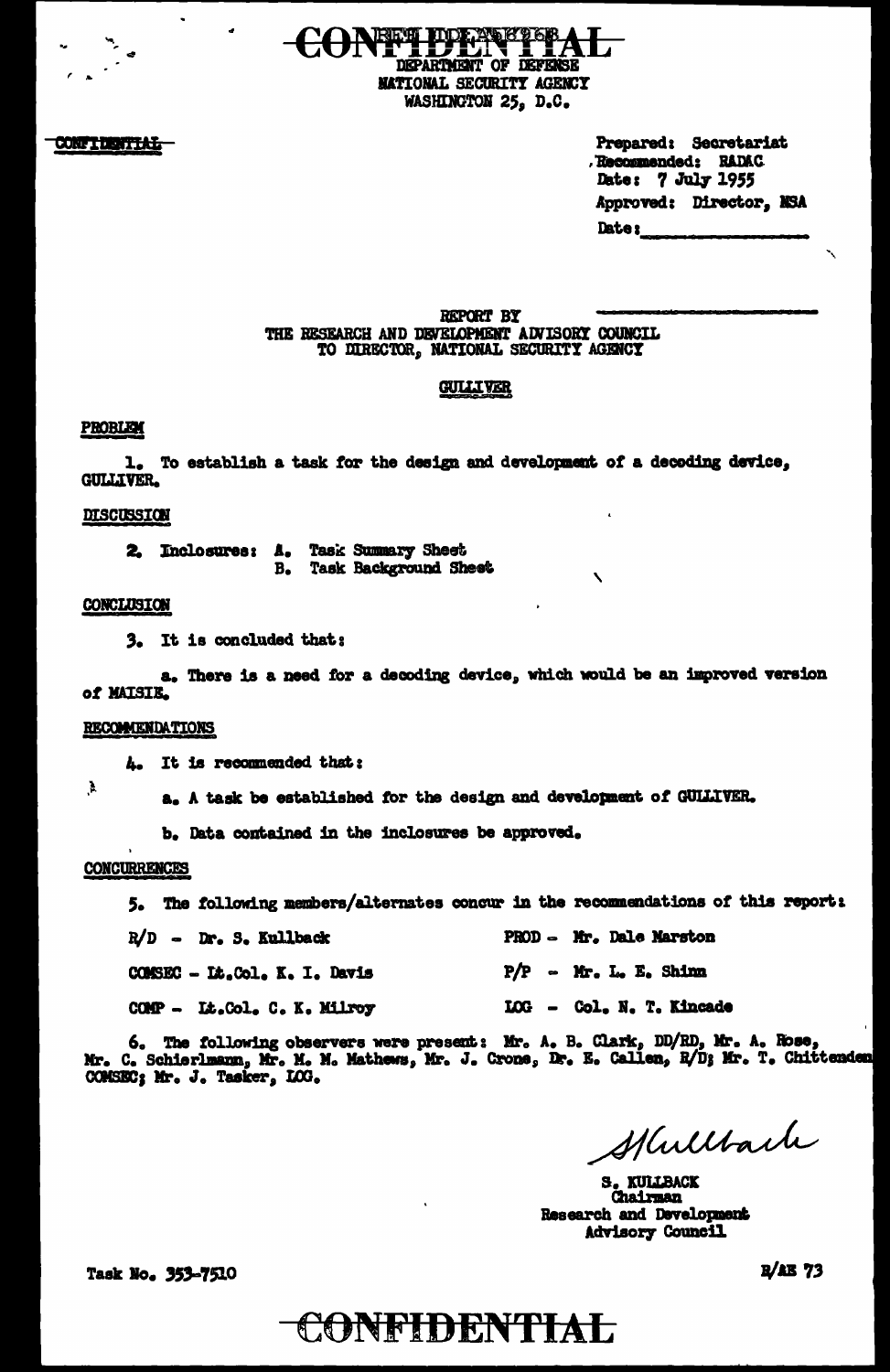CONFIDENTIAL

DEPARTMENT OF DEFENSE
NATIONAL SECURITY AGENCY
WASHINGTON 25, D.C.

CONFIDENTIAL

Prepared: Secretariat
Recommended: RADAC
Date: 7 July 1955
Approved: Director, NSA
Date: ____________

REPORT BY
THE RESEARCH AND DEVELOPMENT ADVISORY COUNCIL
TO DIRECTOR, NATIONAL SECURITY AGENCY

## GULLIVER

### PROBLEM

1. To establish a task for the design and development of a decoding device, GULLIVER.

### DISCUSSION

2. Inclosures: A. Task Summary Sheet
   B. Task Background Sheet

### CONCLUSION

3. It is concluded that:

a. There is a need for a decoding device, which would be an improved version of MAISIE.

### RECOMMENDATIONS

4. It is recommended that:

a. A task be established for the design and development of GULLIVER.

b. Data contained in the inclosures be approved.

### CONCURRENCES

5. The following members/alternates concur in the recommendations of this report:

R/D - Dr. S. Kullback
COMSEC - Lt.Col. K. I. Davis
COMP - Lt.Col. C. K. Milroy
PROD - Mr. Dale Marston
P/P - Mr. L. E. Shinn
LOG - Col. N. T. Kincade

6. The following observers were present: Mr. A. B. Clark, DD/RD, Mr. A. Rose, Mr. C. Schierlmann, Mr. M. M. Mathews, Mr. J. Crone, Dr. E. Callen, R/D; Mr. T. Chittenden COMSEC; Mr. J. Tasker, LOG.

S Kullback

S. KULLBACK
Chairman
Research and Development
Advisory Council

Task No. 353-7510

R/AE 73

CONFIDENTIAL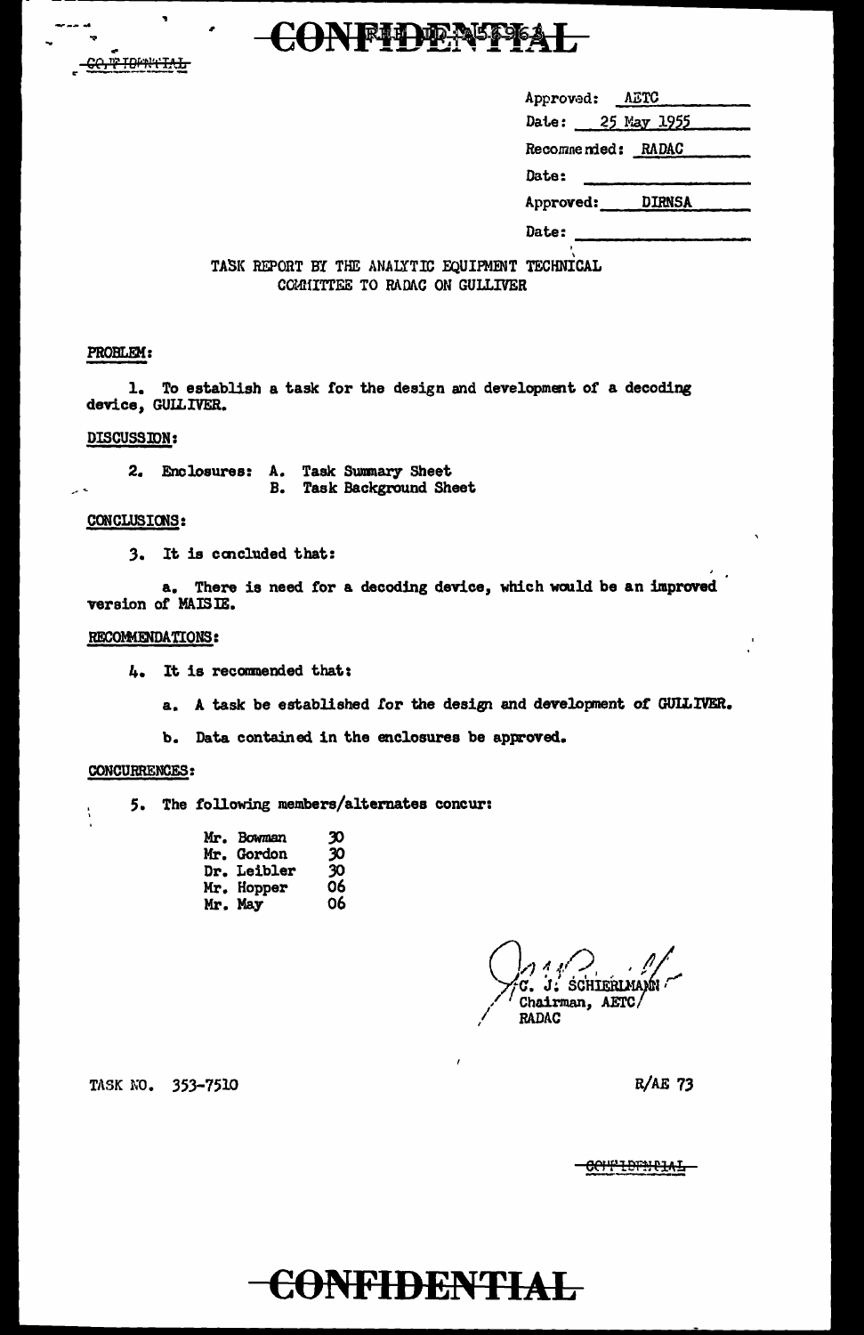CONFIDENTIAL

| | |
|---|---|
| Approved: | AETC |
| Date: | 25 May 1955 |
| Recommended: | RADAC |
| Date: | |
| Approved: | DIRNSA |
| Date: | |

TASK REPORT BY THE ANALYTIC EQUIPMENT TECHNICAL COMMITTEE TO RADAC ON GULLIVER

PROBLEM:

1. To establish a task for the design and development of a decoding device, GULLIVER.

DISCUSSION:

2. Enclosures: A. Task Summary Sheet
   B. Task Background Sheet

CONCLUSIONS:

3. It is concluded that:

a. There is need for a decoding device, which would be an improved version of MAISIE.

RECOMMENDATIONS:

4. It is recommended that:

a. A task be established for the design and development of GULLIVER.

b. Data contained in the enclosures be approved.

CONCURRENCES:

5. The following members/alternates concur:

| | |
|---|---|
| Mr. Bowman | 30 |
| Mr. Gordon | 30 |
| Dr. Leibler | 30 |
| Mr. Hopper | 06 |
| Mr. May | 06 |

C. J. SCHIERLMANN
Chairman, AETC/
RADAC

TASK NO. 353-7510

R/AE 73

CONFIDENTIAL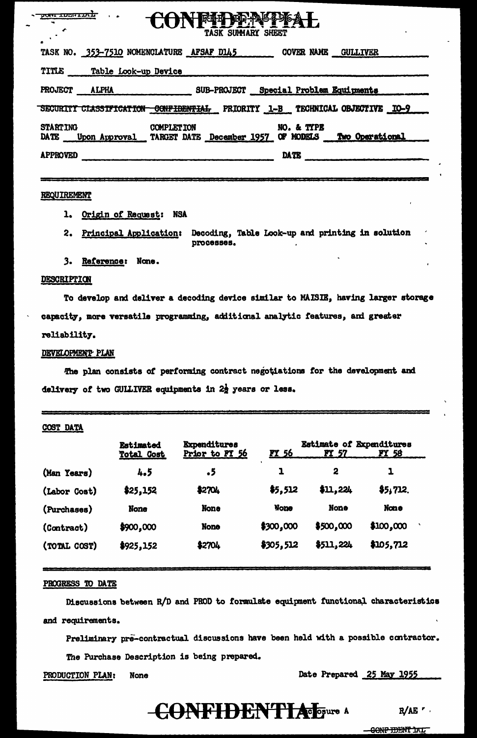# CONFIDENTIAL

TASK SUMMARY SHEET

TASK NO. 353-7510 NOMENCLATURE AFSAF D145 COVER NAME GULLIVER

TITLE Table Look-up Device

PROJECT ALPHA SUB-PROJECT Special Problem Equipments

~~SECURITY CLASSIFICATION CONFIDENTIAL~~ PRIORITY 1-B TECHNICAL OBJECTIVE IO-9

STARTING DATE Upon Approval COMPLETION TARGET DATE December 1957 NO. & TYPE OF MODELS Two Operational

APPROVED \_\_\_\_\_\_\_\_\_\_\_\_\_\_\_\_ DATE \_\_\_\_\_\_\_\_\_\_

---

## REQUIREMENT

1. Origin of Request: NSA
2. Principal Application: Decoding, Table Look-up and printing in solution processes.
3. Reference: None.

## DESCRIPTION

To develop and deliver a decoding device similar to MAISIE, having larger storage capacity, more versatile programming, additional analytic features, and greater reliability.

## DEVELOPMENT PLAN

The plan consists of performing contract negotiations for the development and delivery of two GULLIVER equipments in 2½ years or less.

---

## COST DATA

| | Estimated Total Cost | Expenditures Prior to FY 56 | Estimate of Expenditures FY 56 | FY 57 | FY 58 |
|---|---|---|---|---|---|
| (Man Years) | 4.5 | .5 | 1 | 2 | 1 |
| (Labor Cost) | $25,152 | $2704 | $5,512 | $11,224 | $5,712. |
| (Purchases) | None | None | None | None | None |
| (Contract) | $900,000 | None | $300,000 | $500,000 | $100,000 |
| (TOTAL COST) | $925,152 | $2704 | $305,512 | $511,224 | $105,712 |

---

## PROGRESS TO DATE

Discussions between R/D and PROD to formulate equipment functional characteristics and requirements.

Preliminary pre-contractual discussions have been held with a possible contractor.

The Purchase Description is being prepared.

PRODUCTION PLAN: None

Date Prepared 25 May 1955

CONFIDENTIAL Inclosure A R/AE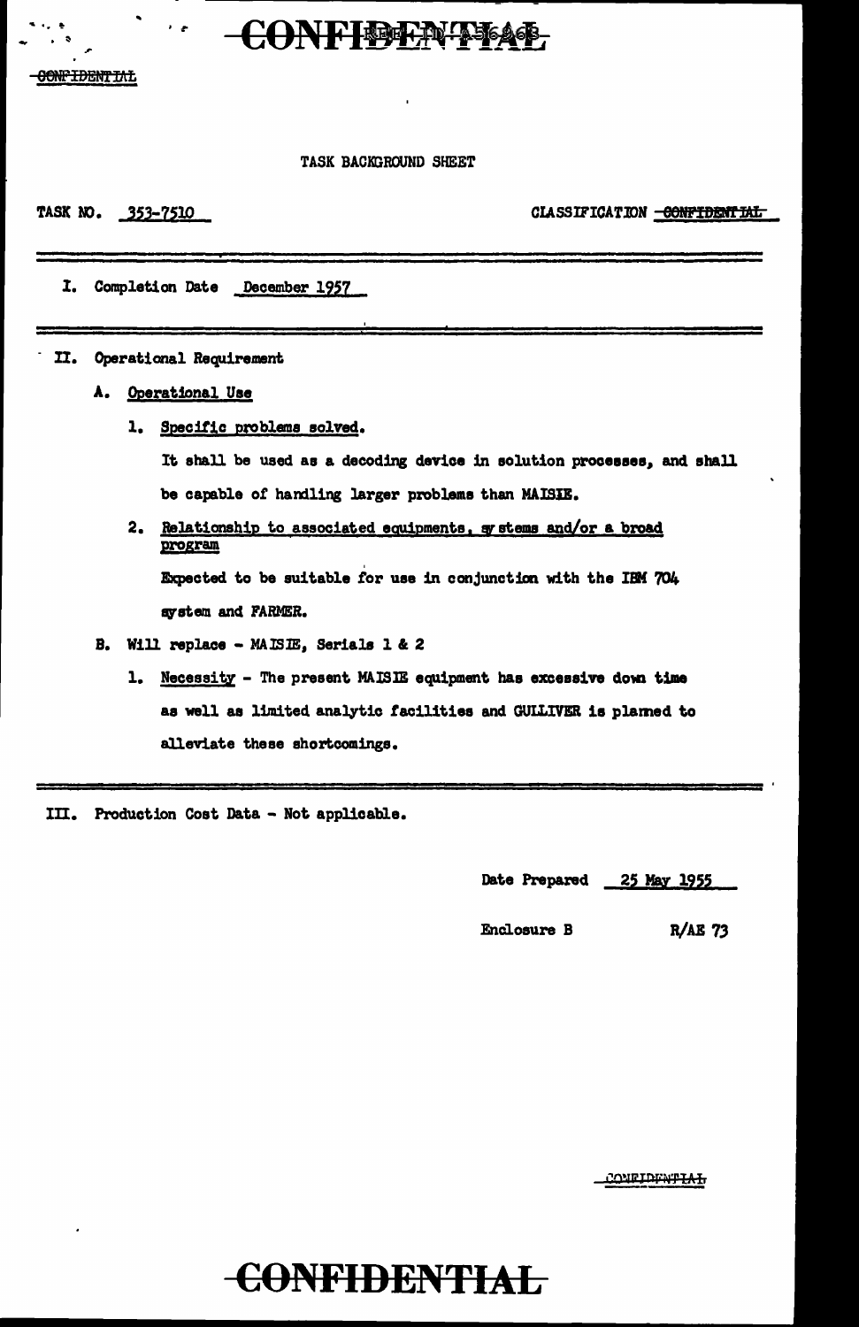TASK BACKGROUND SHEET

TASK NO. 353-7510 CLASSIFICATION ~~CONFIDENTIAL~~

I. Completion Date December 1957

II. Operational Requirement

A. Operational Use

1. Specific problems solved.

It shall be used as a decoding device in solution processes, and shall be capable of handling larger problems than MAISIE.

2. Relationship to associated equipments, systems and/or a broad program

Expected to be suitable for use in conjunction with the IBM 704 system and FARMER.

B. Will replace - MAISIE, Serials 1 & 2

1. Necessity - The present MAISIE equipment has excessive down time as well as limited analytic facilities and GULLIVER is planned to alleviate these shortcomings.

III. Production Cost Data - Not applicable.

Date Prepared 25 May 1955

Enclosure B R/AE 73